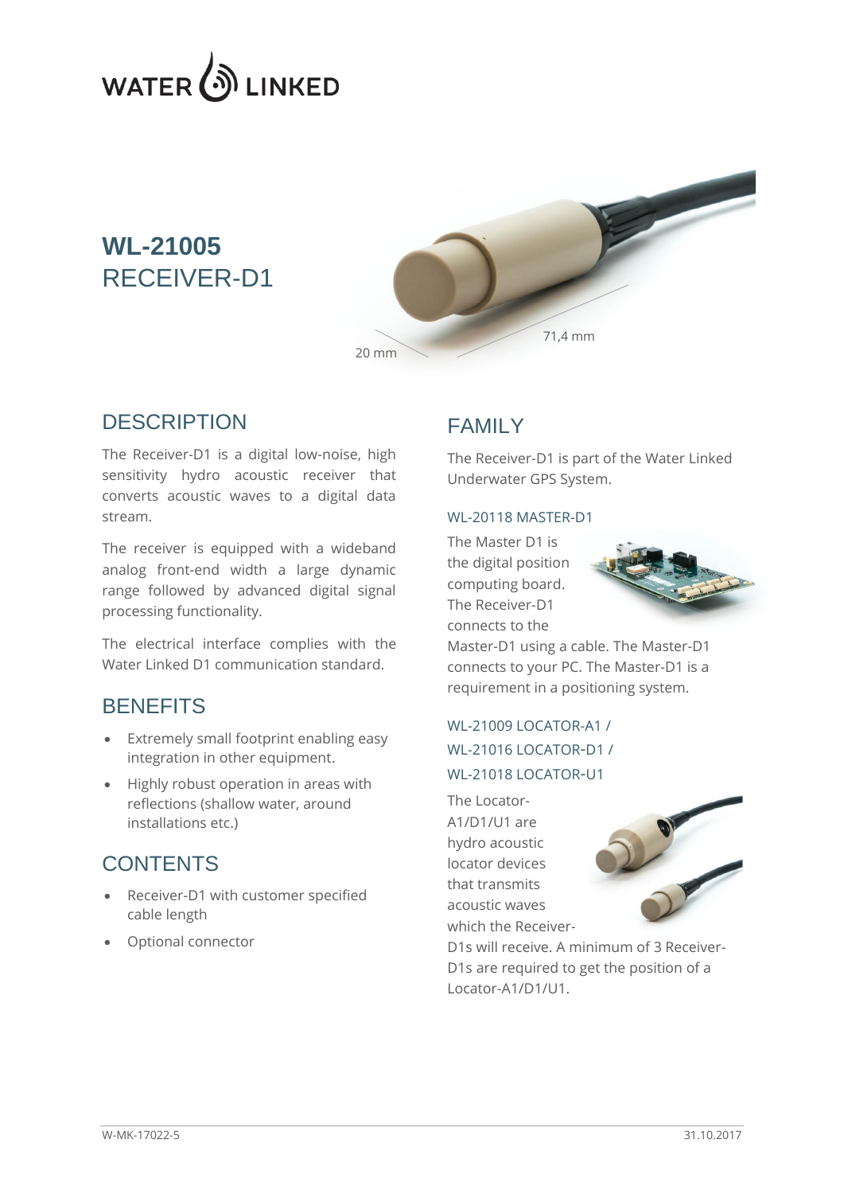# WL-21005
RECEIVER-D1

20 mm

71,4 mm

## DESCRIPTION

The Receiver-D1 is a digital low-noise, high sensitivity hydro acoustic receiver that converts acoustic waves to a digital data stream.

The receiver is equipped with a wideband analog front-end width a large dynamic range followed by advanced digital signal processing functionality.

The electrical interface complies with the Water Linked D1 communication standard.

## BENEFITS

- Extremely small footprint enabling easy integration in other equipment.
- Highly robust operation in areas with reflections (shallow water, around installations etc.)

## CONTENTS

- Receiver-D1 with customer specified cable length
- Optional connector

## FAMILY

The Receiver-D1 is part of the Water Linked Underwater GPS System.

### WL-20118 MASTER-D1

The Master D1 is the digital position computing board. The Receiver-D1 connects to the Master-D1 using a cable. The Master-D1 connects to your PC. The Master-D1 is a requirement in a positioning system.

### WL-21009 LOCATOR-A1 / WL-21016 LOCATOR-D1 / WL-21018 LOCATOR-U1

The Locator-A1/D1/U1 are hydro acoustic locator devices that transmits acoustic waves which the Receiver-D1s will receive. A minimum of 3 Receiver-D1s are required to get the position of a Locator-A1/D1/U1.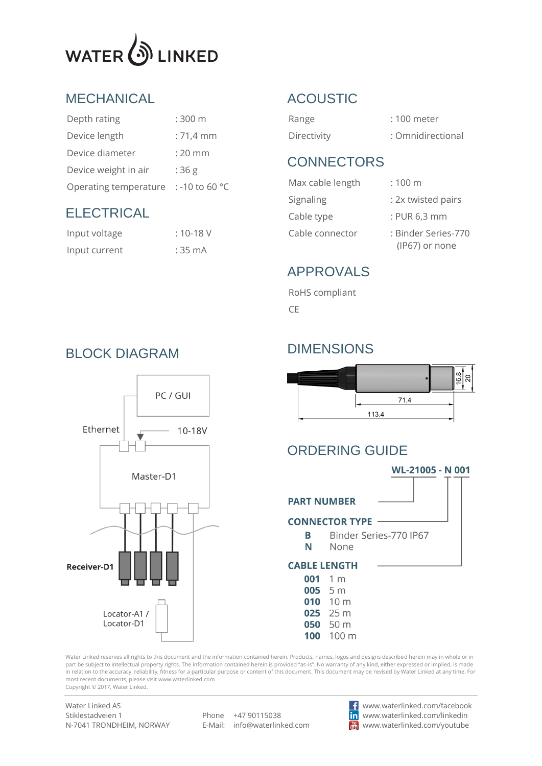WATER LINKED

## MECHANICAL

| | |
|---|---|
| Depth rating | : 300 m |
| Device length | : 71,4 mm |
| Device diameter | : 20 mm |
| Device weight in air | : 36 g |
| Operating temperature | : -10 to 60 °C |

## ELECTRICAL

| | |
|---|---|
| Input voltage | : 10-18 V |
| Input current | : 35 mA |

## ACOUSTIC

| | |
|---|---|
| Range | : 100 meter |
| Directivity | : Omnidirectional |

## CONNECTORS

| | |
|---|---|
| Max cable length | : 100 m |
| Signaling | : 2x twisted pairs |
| Cable type | : PUR 6,3 mm |
| Cable connector | : Binder Series-770 (IP67) or none |

## APPROVALS

RoHS compliant

CE

## BLOCK DIAGRAM

PC / GUI

Ethernet

10-18V

Master-D1

**Receiver-D1**

Locator-A1 /
Locator-D1

## DIMENSIONS

16.8

20

71.4

113.4

## ORDERING GUIDE

**WL-21005 - N 001**

**PART NUMBER**

**CONNECTOR TYPE**

| | |
|---|---|
| **B** | Binder Series-770 IP67 |
| **N** | None |

**CABLE LENGTH**

| | |
|---|---|
| **001** | 1 m |
| **005** | 5 m |
| **010** | 10 m |
| **025** | 25 m |
| **050** | 50 m |
| **100** | 100 m |

Water Linked reserves all rights to this document and the information contained herein. Products, names, logos and designs described herein may in whole or in part be subject to intellectual property rights. The information contained herein is provided "as-is". No warranty of any kind, either expressed or implied, is made in relation to the accuracy, reliability, fitness for a particular purpose or content of this document. This document may be revised by Water Linked at any time. For most recent documents, please visit www.waterlinked.com
Copyright © 2017, Water Linked.

Water Linked AS
Stiklestadveien 1
N-7041 TRONDHEIM, NORWAY

Phone +47 90115038
E-Mail: info@waterlinked.com

www.waterlinked.com/facebook
www.waterlinked.com/linkedin
www.waterlinked.com/youtube